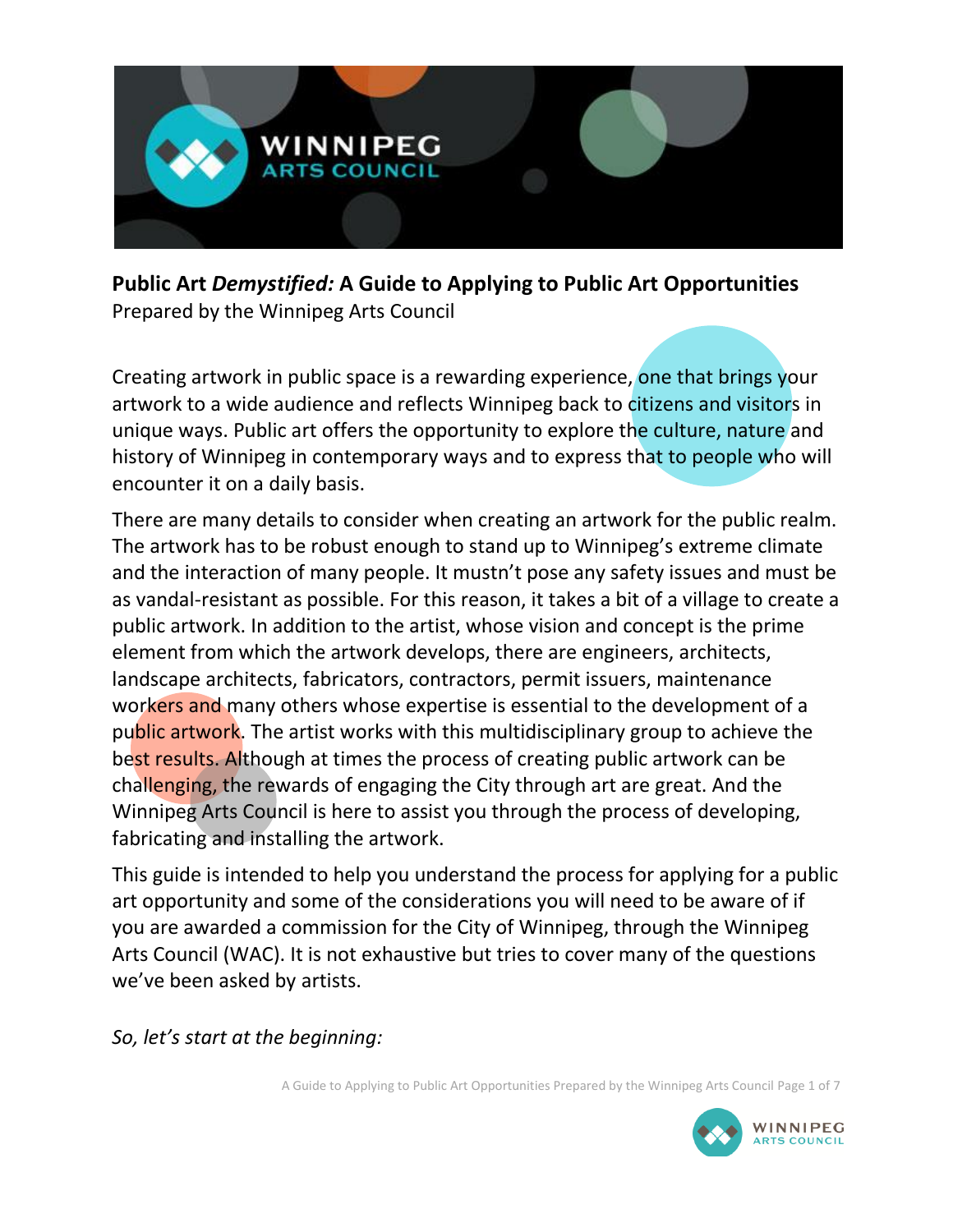**Public Art *Demystified:* A Guide to Applying to Public Art Opportunities**
Prepared by the Winnipeg Arts Council

Creating artwork in public space is a rewarding experience, one that brings your artwork to a wide audience and reflects Winnipeg back to citizens and visitors in unique ways. Public art offers the opportunity to explore the culture, nature and history of Winnipeg in contemporary ways and to express that to people who will encounter it on a daily basis.

There are many details to consider when creating an artwork for the public realm. The artwork has to be robust enough to stand up to Winnipeg's extreme climate and the interaction of many people. It mustn't pose any safety issues and must be as vandal-resistant as possible. For this reason, it takes a bit of a village to create a public artwork. In addition to the artist, whose vision and concept is the prime element from which the artwork develops, there are engineers, architects, landscape architects, fabricators, contractors, permit issuers, maintenance workers and many others whose expertise is essential to the development of a public artwork. The artist works with this multidisciplinary group to achieve the best results. Although at times the process of creating public artwork can be challenging, the rewards of engaging the City through art are great. And the Winnipeg Arts Council is here to assist you through the process of developing, fabricating and installing the artwork.

This guide is intended to help you understand the process for applying for a public art opportunity and some of the considerations you will need to be aware of if you are awarded a commission for the City of Winnipeg, through the Winnipeg Arts Council (WAC). It is not exhaustive but tries to cover many of the questions we've been asked by artists.

*So, let's start at the beginning:*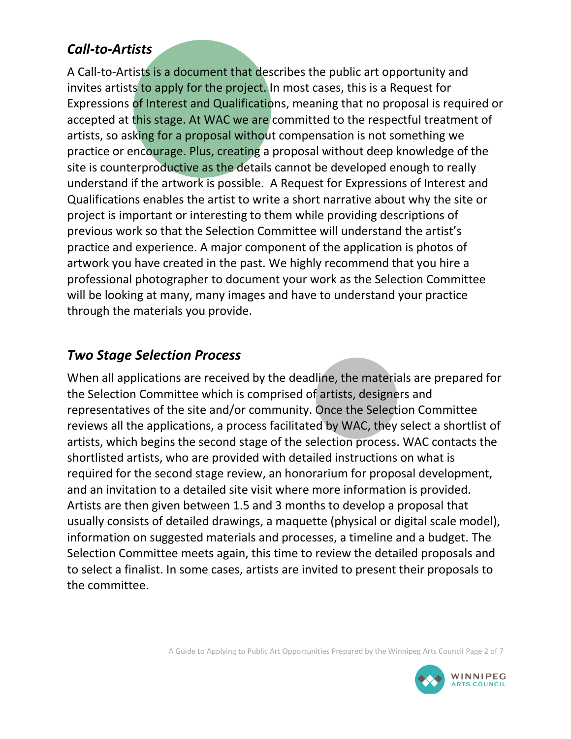## *Call-to-Artists*

A Call-to-Artists is a document that describes the public art opportunity and invites artists to apply for the project. In most cases, this is a Request for Expressions of Interest and Qualifications, meaning that no proposal is required or accepted at this stage. At WAC we are committed to the respectful treatment of artists, so asking for a proposal without compensation is not something we practice or encourage. Plus, creating a proposal without deep knowledge of the site is counterproductive as the details cannot be developed enough to really understand if the artwork is possible. A Request for Expressions of Interest and Qualifications enables the artist to write a short narrative about why the site or project is important or interesting to them while providing descriptions of previous work so that the Selection Committee will understand the artist's practice and experience. A major component of the application is photos of artwork you have created in the past. We highly recommend that you hire a professional photographer to document your work as the Selection Committee will be looking at many, many images and have to understand your practice through the materials you provide.

## *Two Stage Selection Process*

When all applications are received by the deadline, the materials are prepared for the Selection Committee which is comprised of artists, designers and representatives of the site and/or community. Once the Selection Committee reviews all the applications, a process facilitated by WAC, they select a shortlist of artists, which begins the second stage of the selection process. WAC contacts the shortlisted artists, who are provided with detailed instructions on what is required for the second stage review, an honorarium for proposal development, and an invitation to a detailed site visit where more information is provided. Artists are then given between 1.5 and 3 months to develop a proposal that usually consists of detailed drawings, a maquette (physical or digital scale model), information on suggested materials and processes, a timeline and a budget. The Selection Committee meets again, this time to review the detailed proposals and to select a finalist. In some cases, artists are invited to present their proposals to the committee.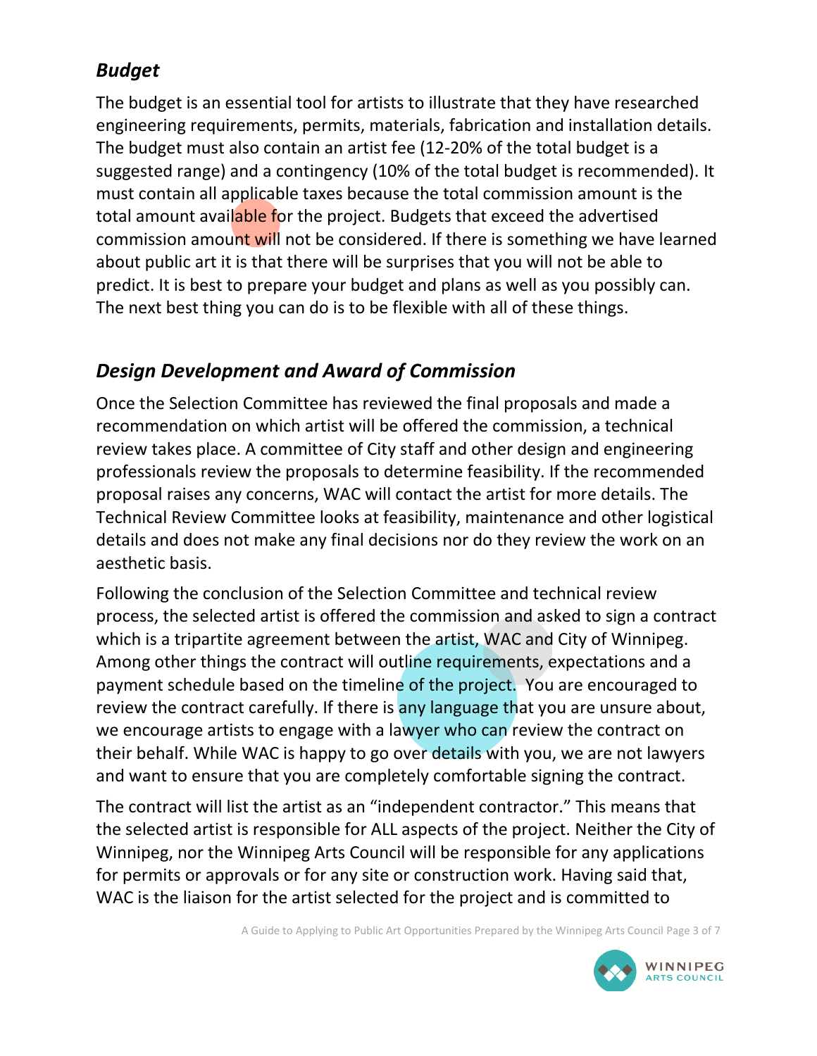### *Budget*

The budget is an essential tool for artists to illustrate that they have researched engineering requirements, permits, materials, fabrication and installation details. The budget must also contain an artist fee (12-20% of the total budget is a suggested range) and a contingency (10% of the total budget is recommended). It must contain all applicable taxes because the total commission amount is the total amount available for the project. Budgets that exceed the advertised commission amount will not be considered. If there is something we have learned about public art it is that there will be surprises that you will not be able to predict. It is best to prepare your budget and plans as well as you possibly can. The next best thing you can do is to be flexible with all of these things.

### *Design Development and Award of Commission*

Once the Selection Committee has reviewed the final proposals and made a recommendation on which artist will be offered the commission, a technical review takes place. A committee of City staff and other design and engineering professionals review the proposals to determine feasibility. If the recommended proposal raises any concerns, WAC will contact the artist for more details. The Technical Review Committee looks at feasibility, maintenance and other logistical details and does not make any final decisions nor do they review the work on an aesthetic basis.

Following the conclusion of the Selection Committee and technical review process, the selected artist is offered the commission and asked to sign a contract which is a tripartite agreement between the artist, WAC and City of Winnipeg. Among other things the contract will outline requirements, expectations and a payment schedule based on the timeline of the project. You are encouraged to review the contract carefully. If there is any language that you are unsure about, we encourage artists to engage with a lawyer who can review the contract on their behalf. While WAC is happy to go over details with you, we are not lawyers and want to ensure that you are completely comfortable signing the contract.

The contract will list the artist as an "independent contractor." This means that the selected artist is responsible for ALL aspects of the project. Neither the City of Winnipeg, nor the Winnipeg Arts Council will be responsible for any applications for permits or approvals or for any site or construction work. Having said that, WAC is the liaison for the artist selected for the project and is committed to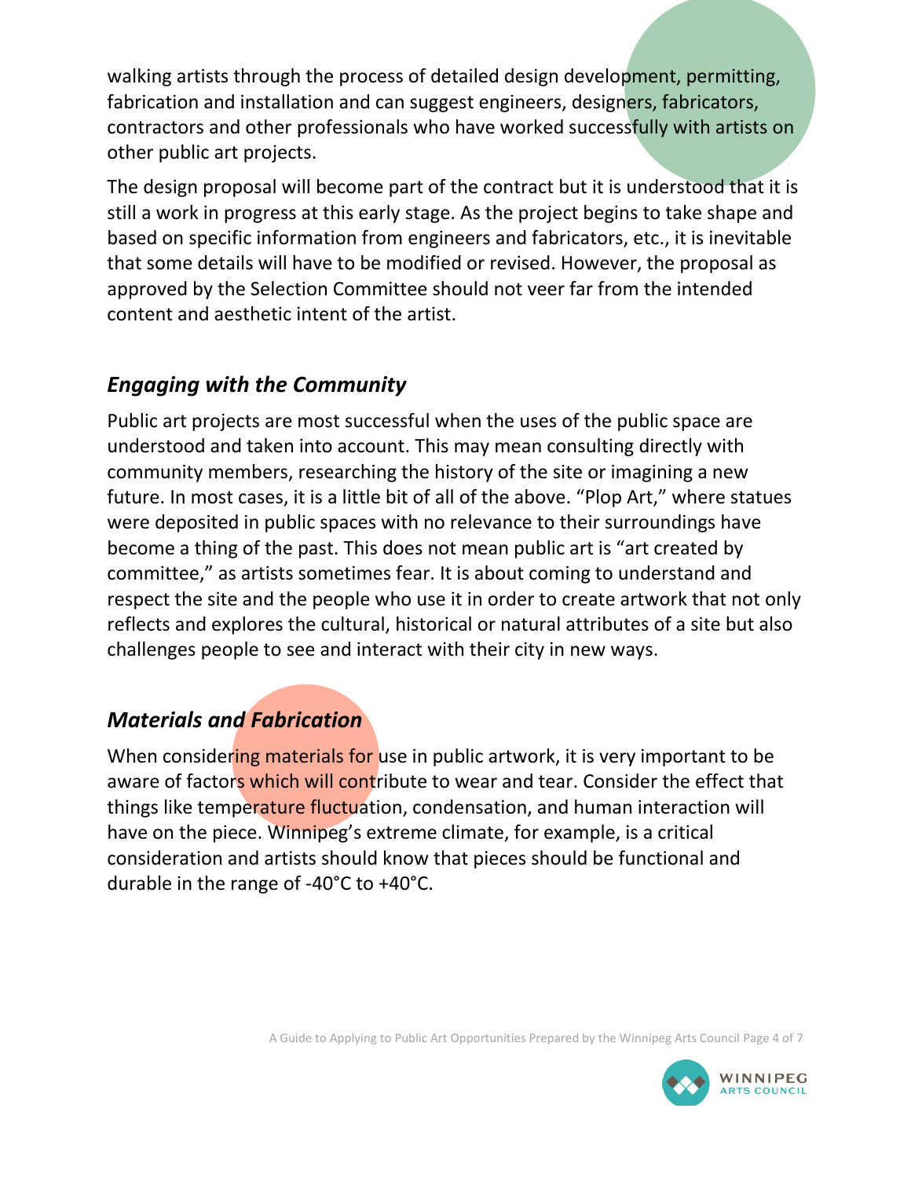walking artists through the process of detailed design development, permitting, fabrication and installation and can suggest engineers, designers, fabricators, contractors and other professionals who have worked successfully with artists on other public art projects.

The design proposal will become part of the contract but it is understood that it is still a work in progress at this early stage. As the project begins to take shape and based on specific information from engineers and fabricators, etc., it is inevitable that some details will have to be modified or revised. However, the proposal as approved by the Selection Committee should not veer far from the intended content and aesthetic intent of the artist.

### *Engaging with the Community*

Public art projects are most successful when the uses of the public space are understood and taken into account. This may mean consulting directly with community members, researching the history of the site or imagining a new future. In most cases, it is a little bit of all of the above. “Plop Art,” where statues were deposited in public spaces with no relevance to their surroundings have become a thing of the past. This does not mean public art is “art created by committee,” as artists sometimes fear. It is about coming to understand and respect the site and the people who use it in order to create artwork that not only reflects and explores the cultural, historical or natural attributes of a site but also challenges people to see and interact with their city in new ways.

### *Materials and Fabrication*

When considering materials for use in public artwork, it is very important to be aware of factors which will contribute to wear and tear. Consider the effect that things like temperature fluctuation, condensation, and human interaction will have on the piece. Winnipeg’s extreme climate, for example, is a critical consideration and artists should know that pieces should be functional and durable in the range of -40°C to +40°C.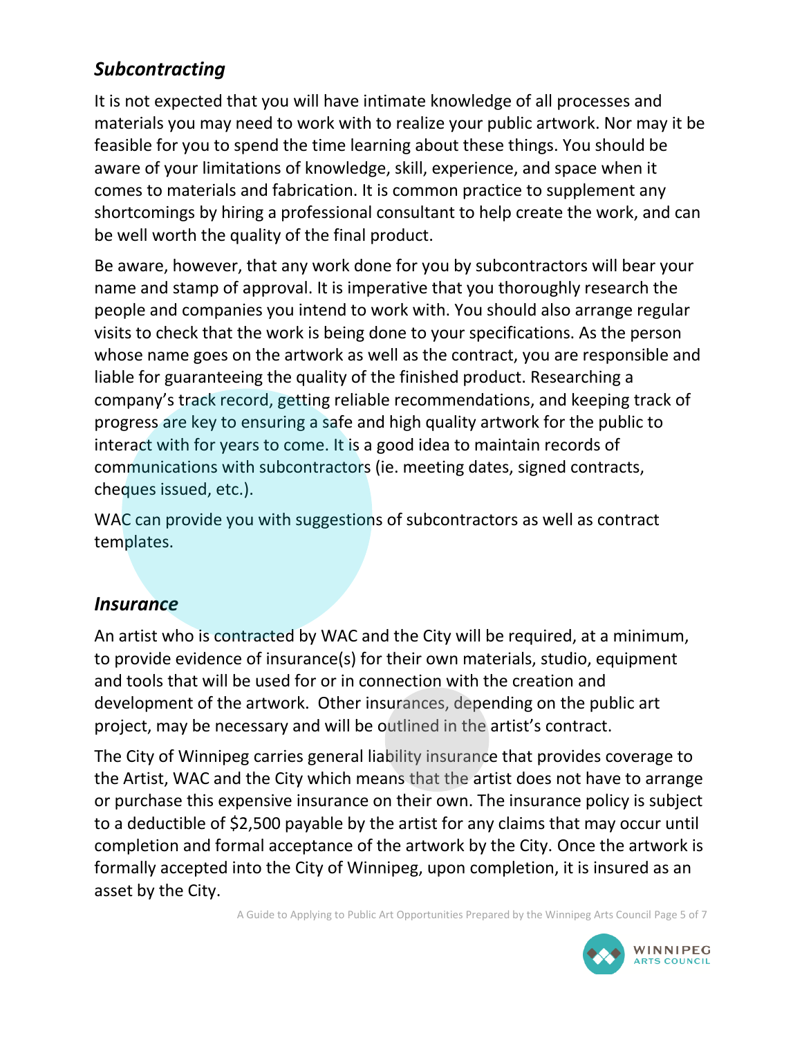## *Subcontracting*

It is not expected that you will have intimate knowledge of all processes and materials you may need to work with to realize your public artwork. Nor may it be feasible for you to spend the time learning about these things. You should be aware of your limitations of knowledge, skill, experience, and space when it comes to materials and fabrication. It is common practice to supplement any shortcomings by hiring a professional consultant to help create the work, and can be well worth the quality of the final product.

Be aware, however, that any work done for you by subcontractors will bear your name and stamp of approval. It is imperative that you thoroughly research the people and companies you intend to work with. You should also arrange regular visits to check that the work is being done to your specifications. As the person whose name goes on the artwork as well as the contract, you are responsible and liable for guaranteeing the quality of the finished product. Researching a company's track record, getting reliable recommendations, and keeping track of progress are key to ensuring a safe and high quality artwork for the public to interact with for years to come. It is a good idea to maintain records of communications with subcontractors (ie. meeting dates, signed contracts, cheques issued, etc.).

WAC can provide you with suggestions of subcontractors as well as contract templates.

## *Insurance*

An artist who is contracted by WAC and the City will be required, at a minimum, to provide evidence of insurance(s) for their own materials, studio, equipment and tools that will be used for or in connection with the creation and development of the artwork. Other insurances, depending on the public art project, may be necessary and will be outlined in the artist's contract.

The City of Winnipeg carries general liability insurance that provides coverage to the Artist, WAC and the City which means that the artist does not have to arrange or purchase this expensive insurance on their own. The insurance policy is subject to a deductible of $2,500 payable by the artist for any claims that may occur until completion and formal acceptance of the artwork by the City. Once the artwork is formally accepted into the City of Winnipeg, upon completion, it is insured as an asset by the City.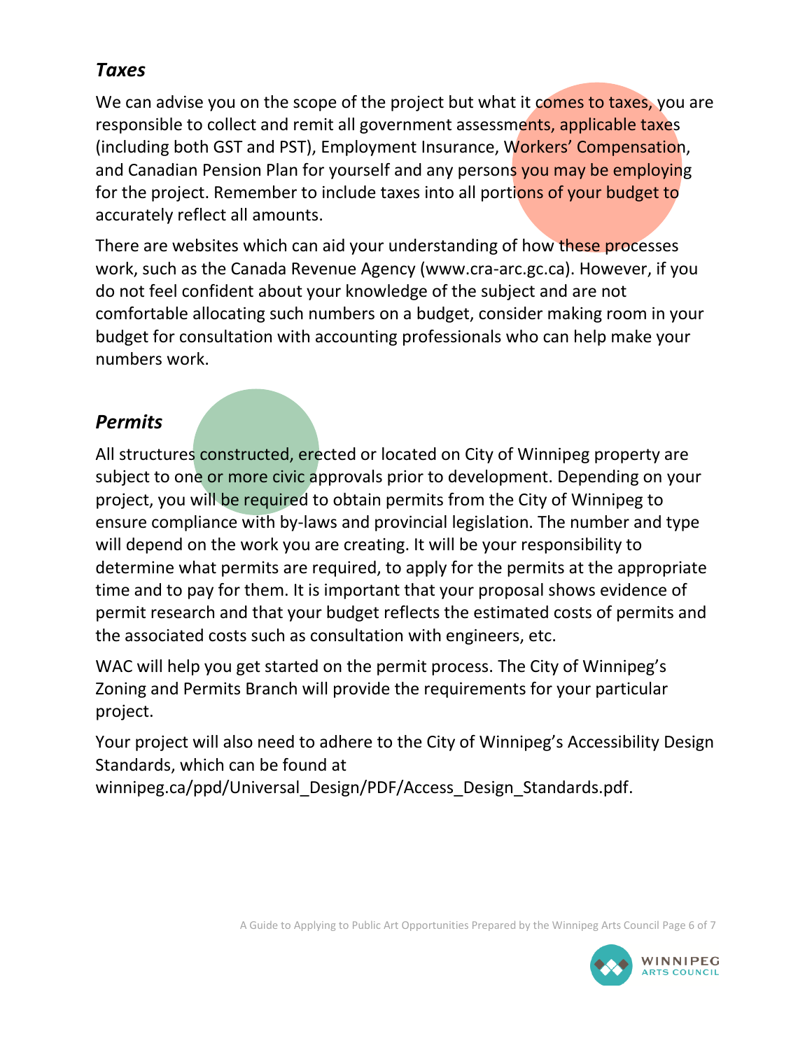### *Taxes*

We can advise you on the scope of the project but what it comes to taxes, you are responsible to collect and remit all government assessments, applicable taxes (including both GST and PST), Employment Insurance, Workers' Compensation, and Canadian Pension Plan for yourself and any persons you may be employing for the project. Remember to include taxes into all portions of your budget to accurately reflect all amounts.

There are websites which can aid your understanding of how these processes work, such as the Canada Revenue Agency (www.cra-arc.gc.ca). However, if you do not feel confident about your knowledge of the subject and are not comfortable allocating such numbers on a budget, consider making room in your budget for consultation with accounting professionals who can help make your numbers work.

### *Permits*

All structures constructed, erected or located on City of Winnipeg property are subject to one or more civic approvals prior to development. Depending on your project, you will be required to obtain permits from the City of Winnipeg to ensure compliance with by-laws and provincial legislation. The number and type will depend on the work you are creating. It will be your responsibility to determine what permits are required, to apply for the permits at the appropriate time and to pay for them. It is important that your proposal shows evidence of permit research and that your budget reflects the estimated costs of permits and the associated costs such as consultation with engineers, etc.

WAC will help you get started on the permit process. The City of Winnipeg's Zoning and Permits Branch will provide the requirements for your particular project.

Your project will also need to adhere to the City of Winnipeg's Accessibility Design Standards, which can be found at winnipeg.ca/ppd/Universal_Design/PDF/Access_Design_Standards.pdf.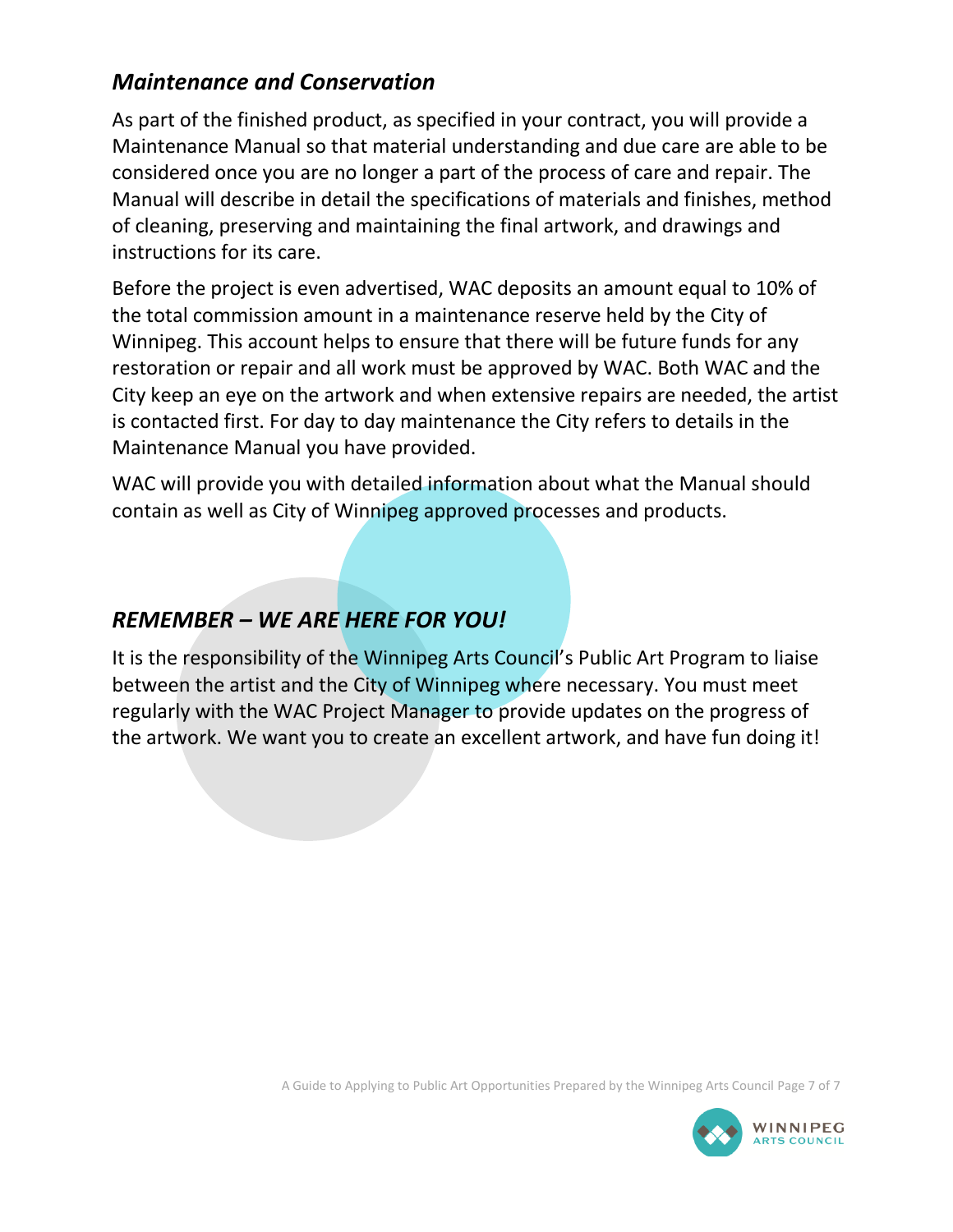## *Maintenance and Conservation*

As part of the finished product, as specified in your contract, you will provide a Maintenance Manual so that material understanding and due care are able to be considered once you are no longer a part of the process of care and repair. The Manual will describe in detail the specifications of materials and finishes, method of cleaning, preserving and maintaining the final artwork, and drawings and instructions for its care.

Before the project is even advertised, WAC deposits an amount equal to 10% of the total commission amount in a maintenance reserve held by the City of Winnipeg. This account helps to ensure that there will be future funds for any restoration or repair and all work must be approved by WAC. Both WAC and the City keep an eye on the artwork and when extensive repairs are needed, the artist is contacted first. For day to day maintenance the City refers to details in the Maintenance Manual you have provided.

WAC will provide you with detailed information about what the Manual should contain as well as City of Winnipeg approved processes and products.

## *REMEMBER – WE ARE HERE FOR YOU!*

It is the responsibility of the Winnipeg Arts Council's Public Art Program to liaise between the artist and the City of Winnipeg where necessary. You must meet regularly with the WAC Project Manager to provide updates on the progress of the artwork. We want you to create an excellent artwork, and have fun doing it!